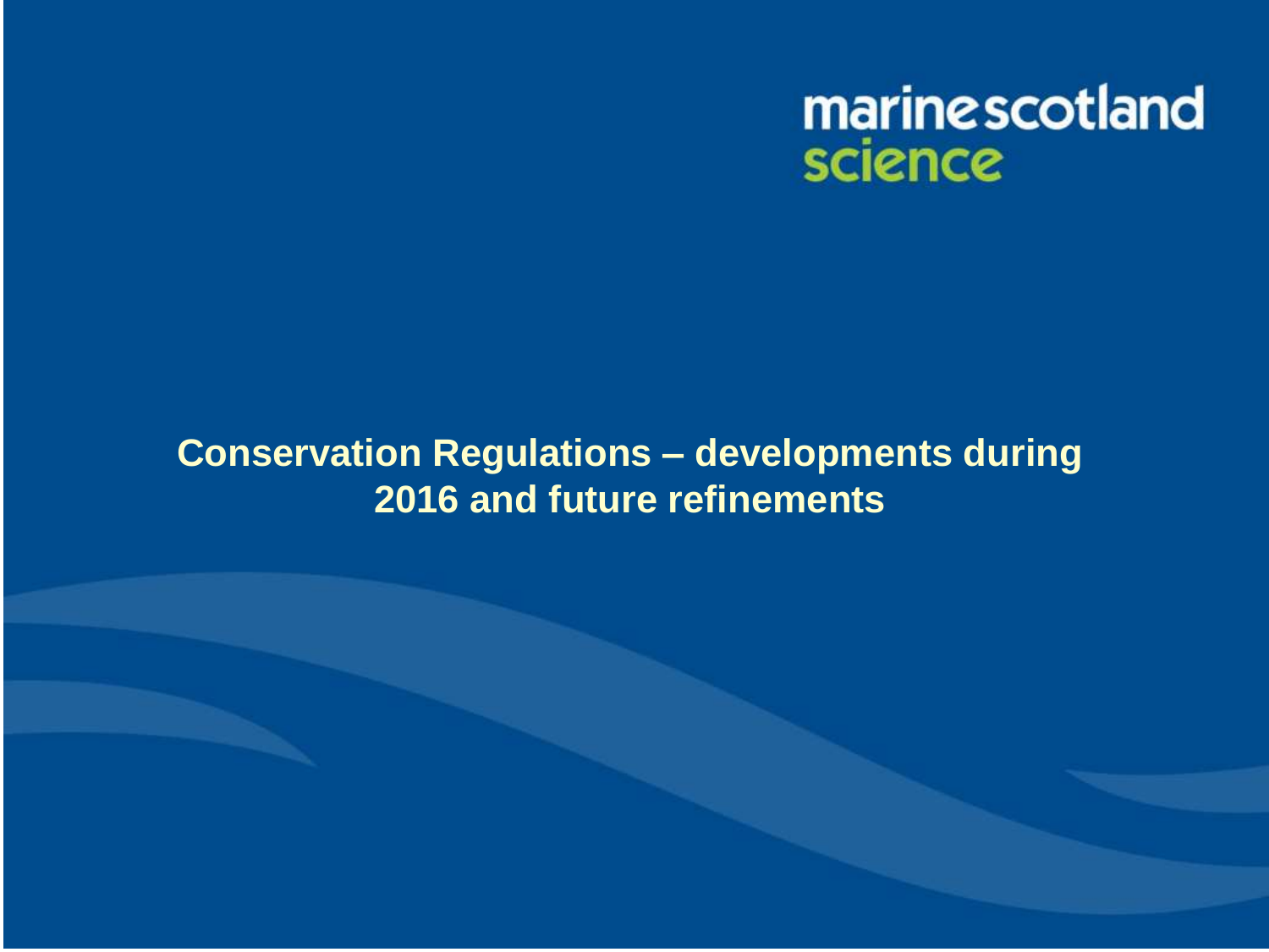marinescotland science

# Conservation Regulations – developments during 2016 and future refinements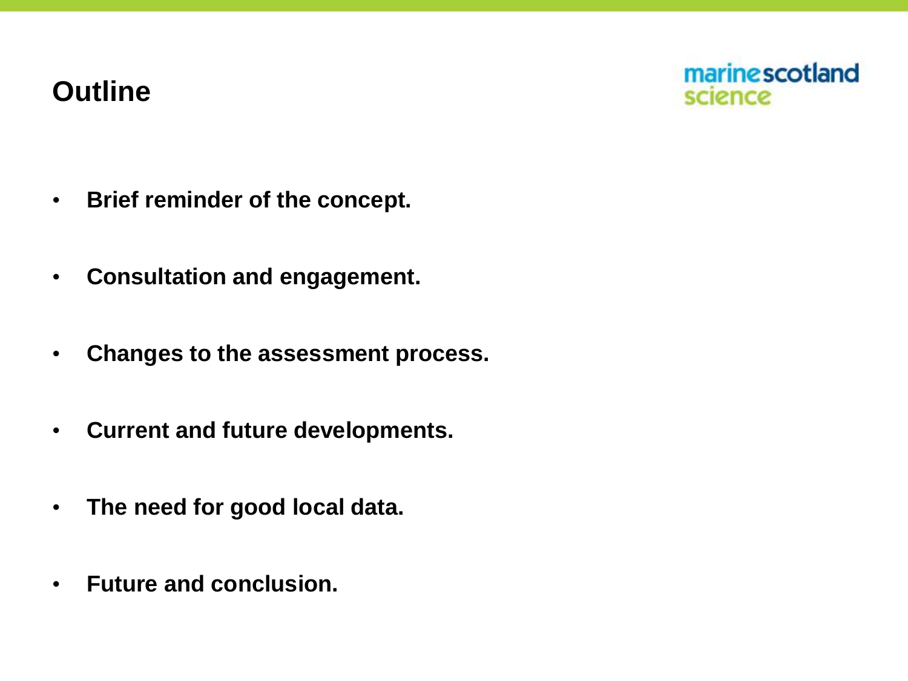# Outline

- **Brief reminder of the concept.**
- **Consultation and engagement.**
- **Changes to the assessment process.**
- **Current and future developments.**
- **The need for good local data.**
- **Future and conclusion.**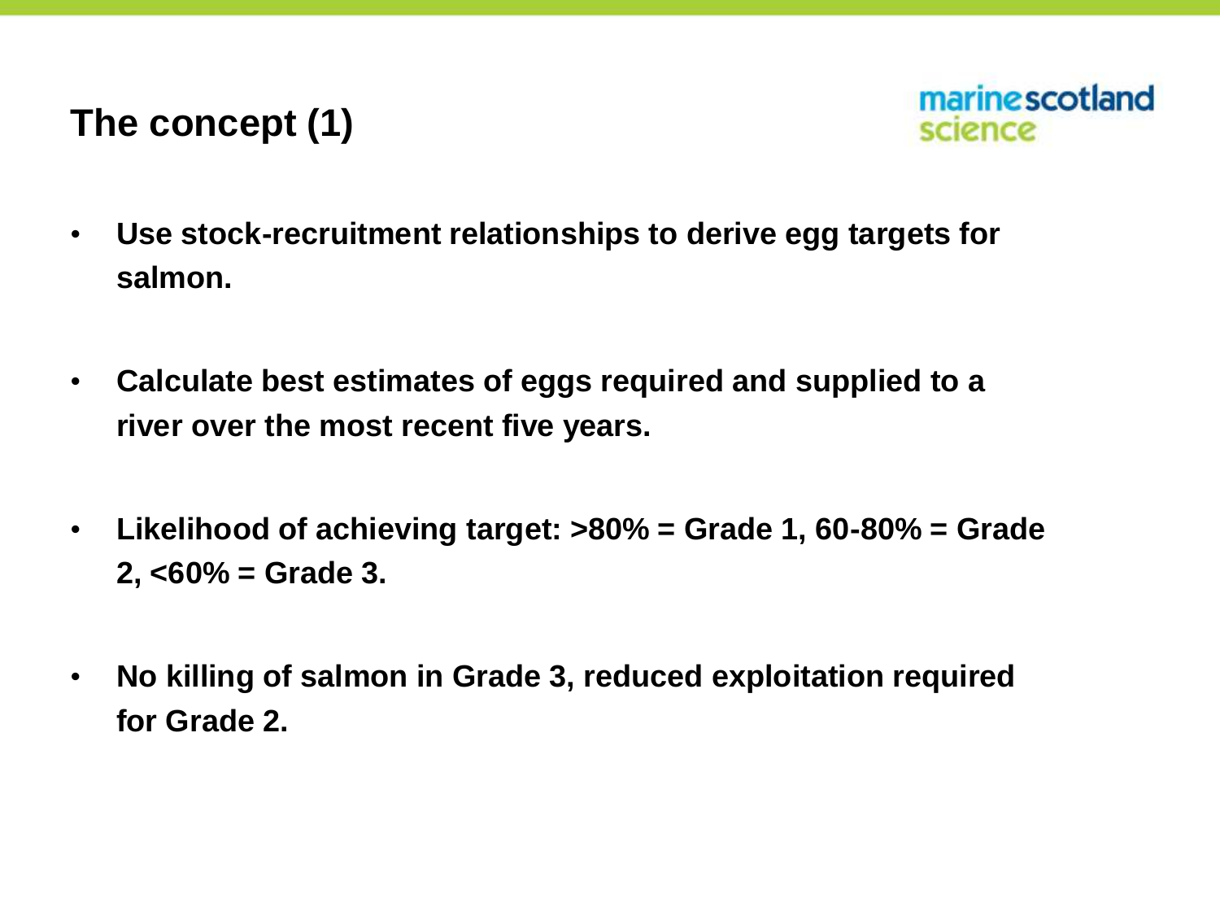# The concept (1)

- **Use stock-recruitment relationships to derive egg targets for salmon.**
- **Calculate best estimates of eggs required and supplied to a river over the most recent five years.**
- **Likelihood of achieving target: >80% = Grade 1, 60-80% = Grade 2, <60% = Grade 3.**
- **No killing of salmon in Grade 3, reduced exploitation required for Grade 2.**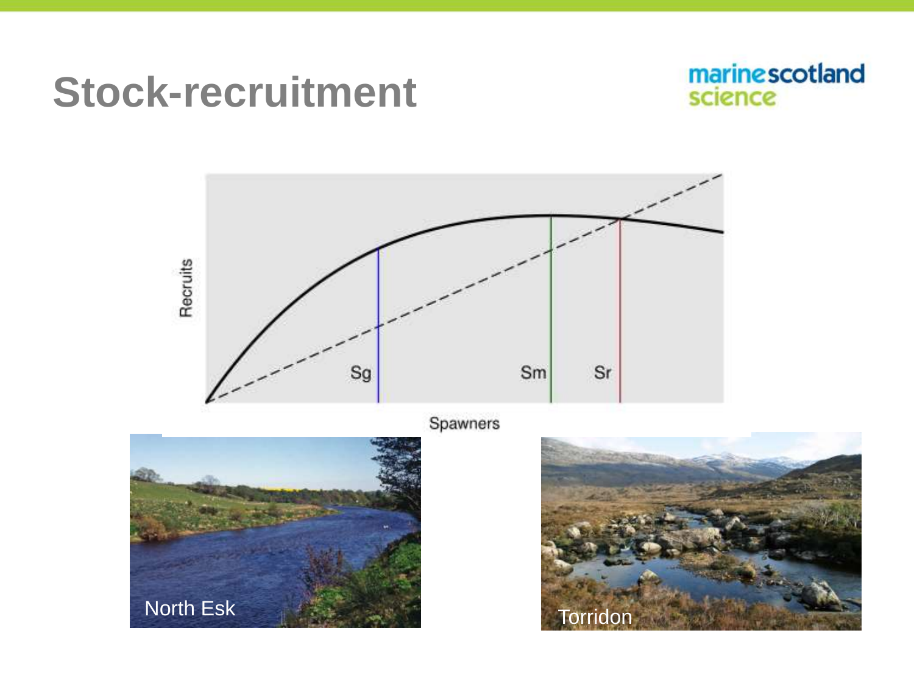# Stock-recruitment

Recruits

Sg

Sm

Sr

Spawners

North Esk

Torridon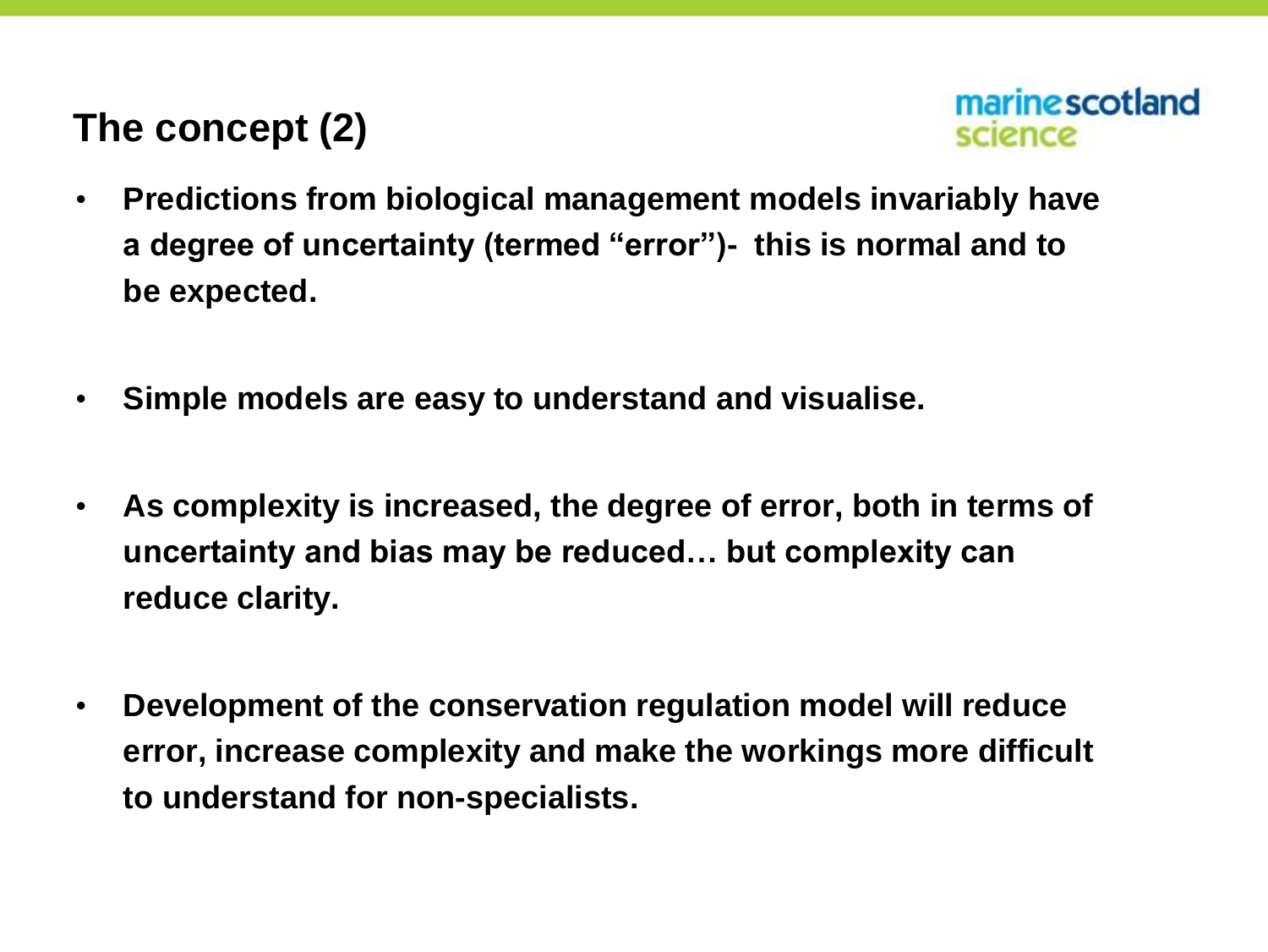## The concept (2)

marinescotland science

- **Predictions from biological management models invariably have a degree of uncertainty (termed "error")- this is normal and to be expected.**
- **Simple models are easy to understand and visualise.**
- **As complexity is increased, the degree of error, both in terms of uncertainty and bias may be reduced… but complexity can reduce clarity.**
- **Development of the conservation regulation model will reduce error, increase complexity and make the workings more difficult to understand for non-specialists.**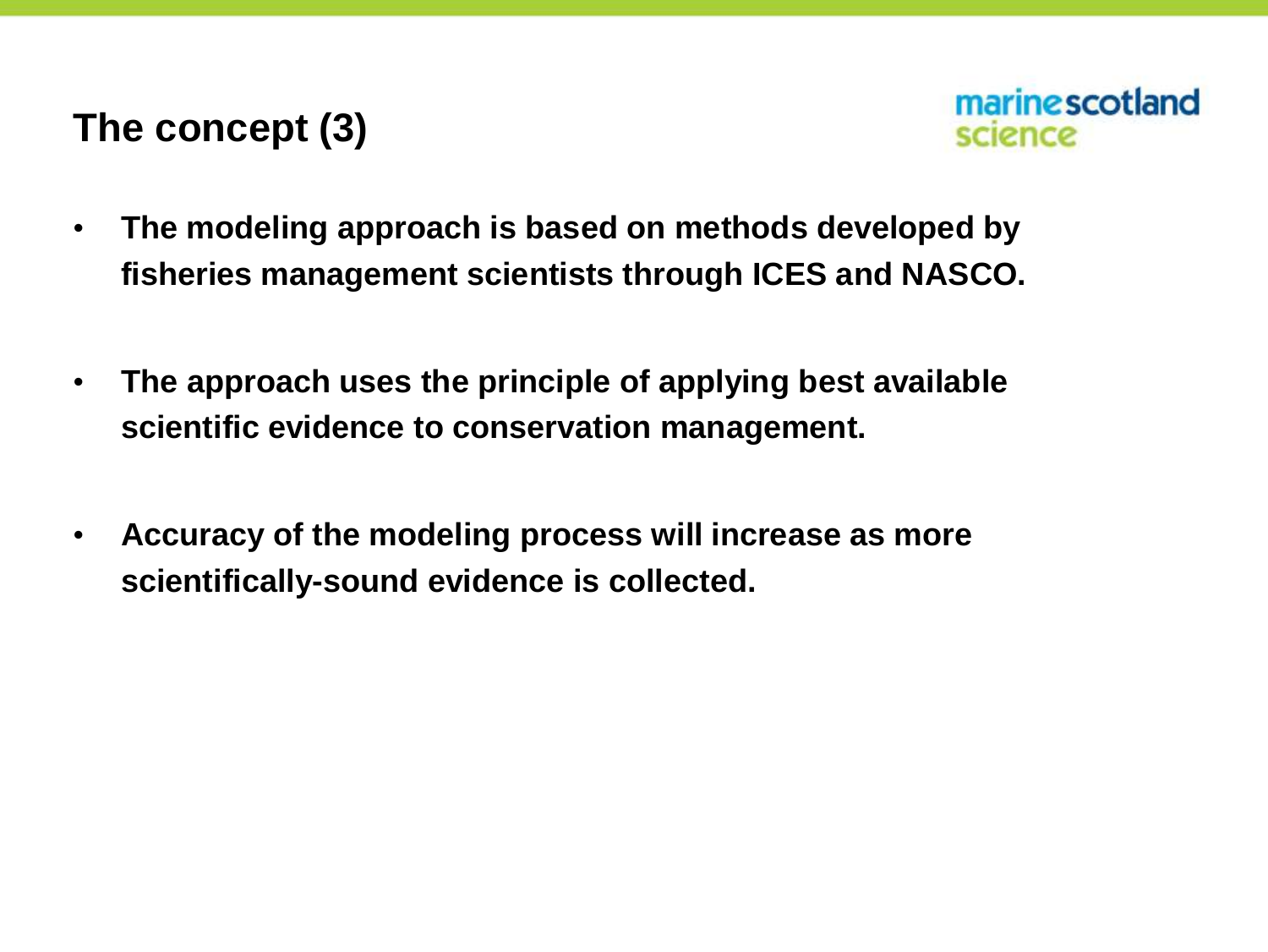## The concept (3)

marinescotland science

- **The modeling approach is based on methods developed by fisheries management scientists through ICES and NASCO.**
- **The approach uses the principle of applying best available scientific evidence to conservation management.**
- **Accuracy of the modeling process will increase as more scientifically-sound evidence is collected.**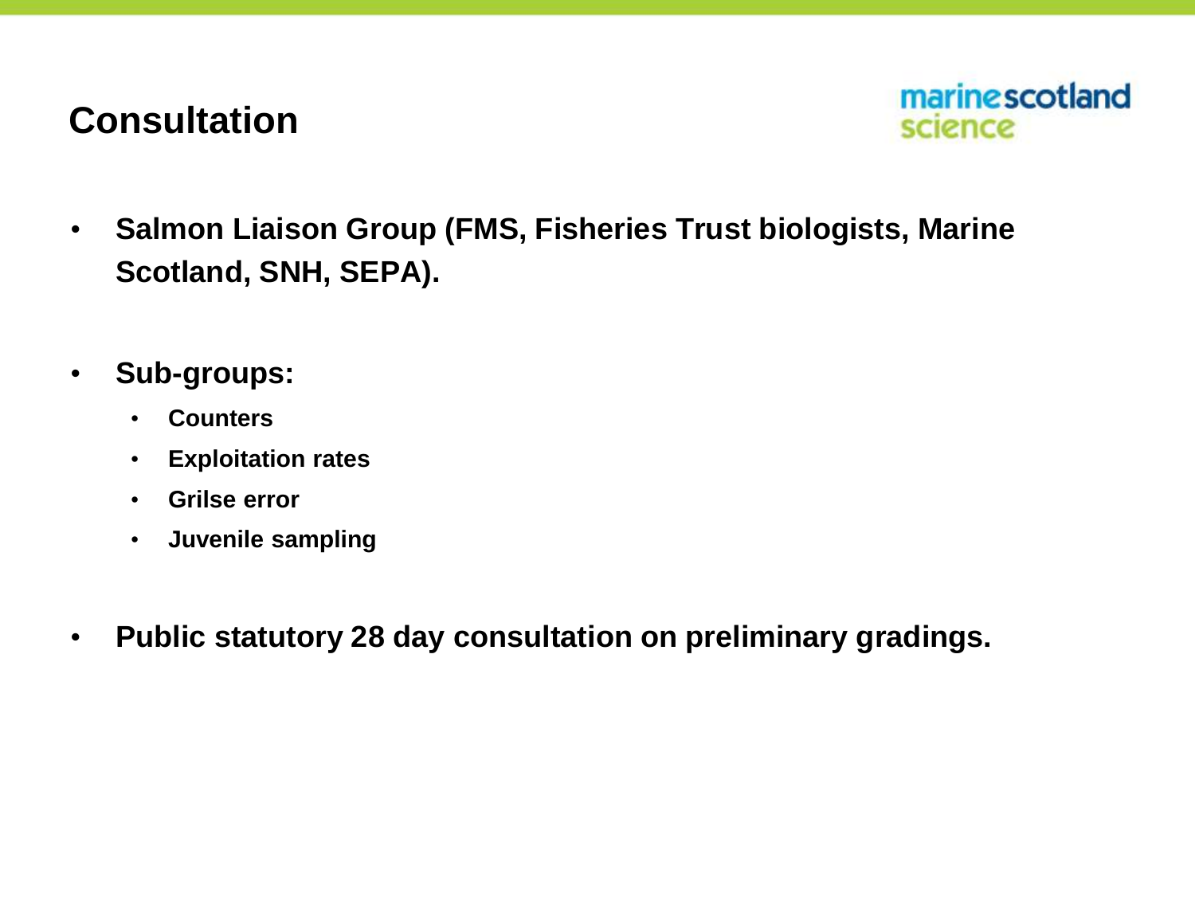# Consultation

- **Salmon Liaison Group (FMS, Fisheries Trust biologists, Marine Scotland, SNH, SEPA).**

- **Sub-groups:**
  - **Counters**
  - **Exploitation rates**
  - **Grilse error**
  - **Juvenile sampling**

- **Public statutory 28 day consultation on preliminary gradings.**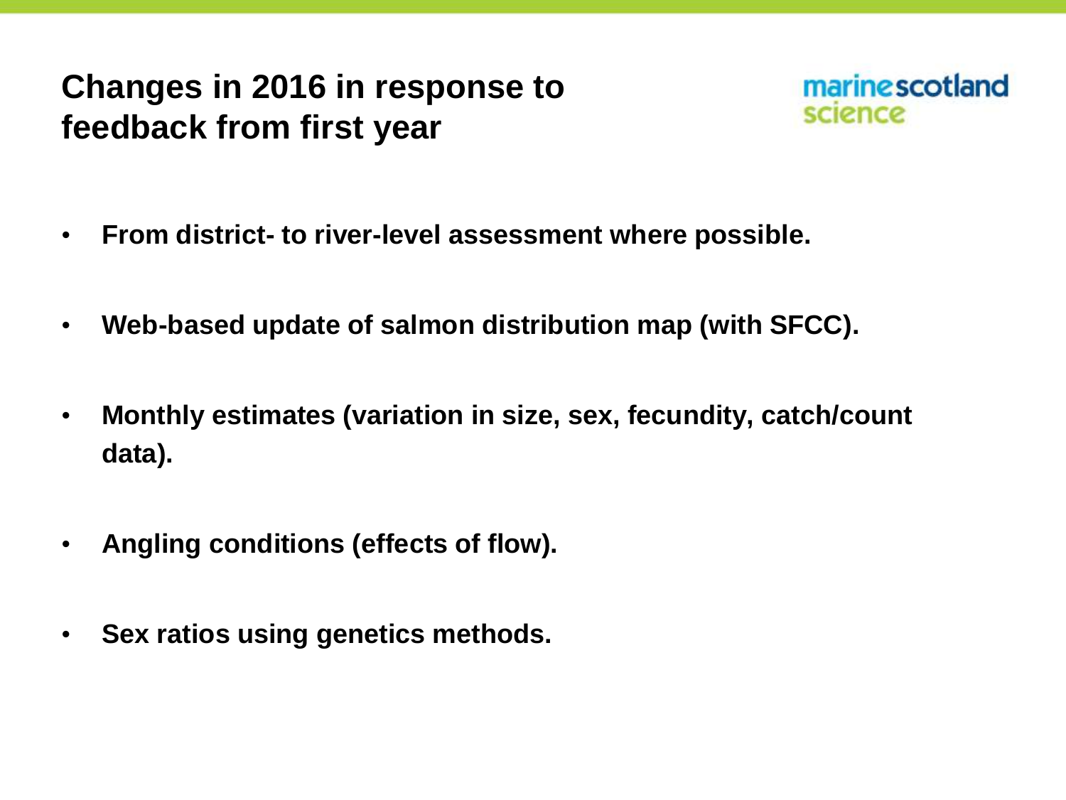## Changes in 2016 in response to feedback from first year

marinescotland science

- **From district- to river-level assessment where possible.**
- **Web-based update of salmon distribution map (with SFCC).**
- **Monthly estimates (variation in size, sex, fecundity, catch/count data).**
- **Angling conditions (effects of flow).**
- **Sex ratios using genetics methods.**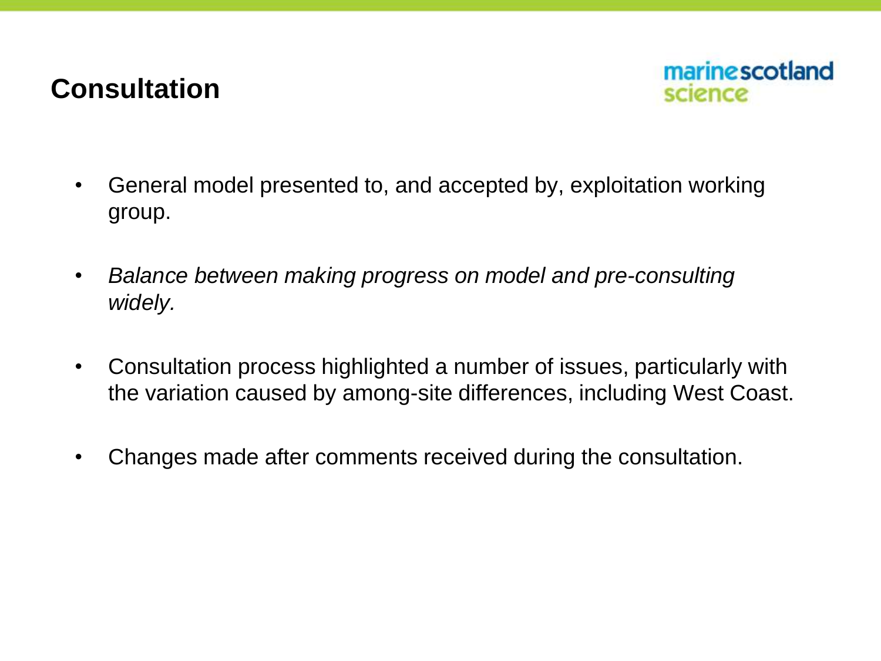# Consultation

- General model presented to, and accepted by, exploitation working group.
- *Balance between making progress on model and pre-consulting widely.*
- Consultation process highlighted a number of issues, particularly with the variation caused by among-site differences, including West Coast.
- Changes made after comments received during the consultation.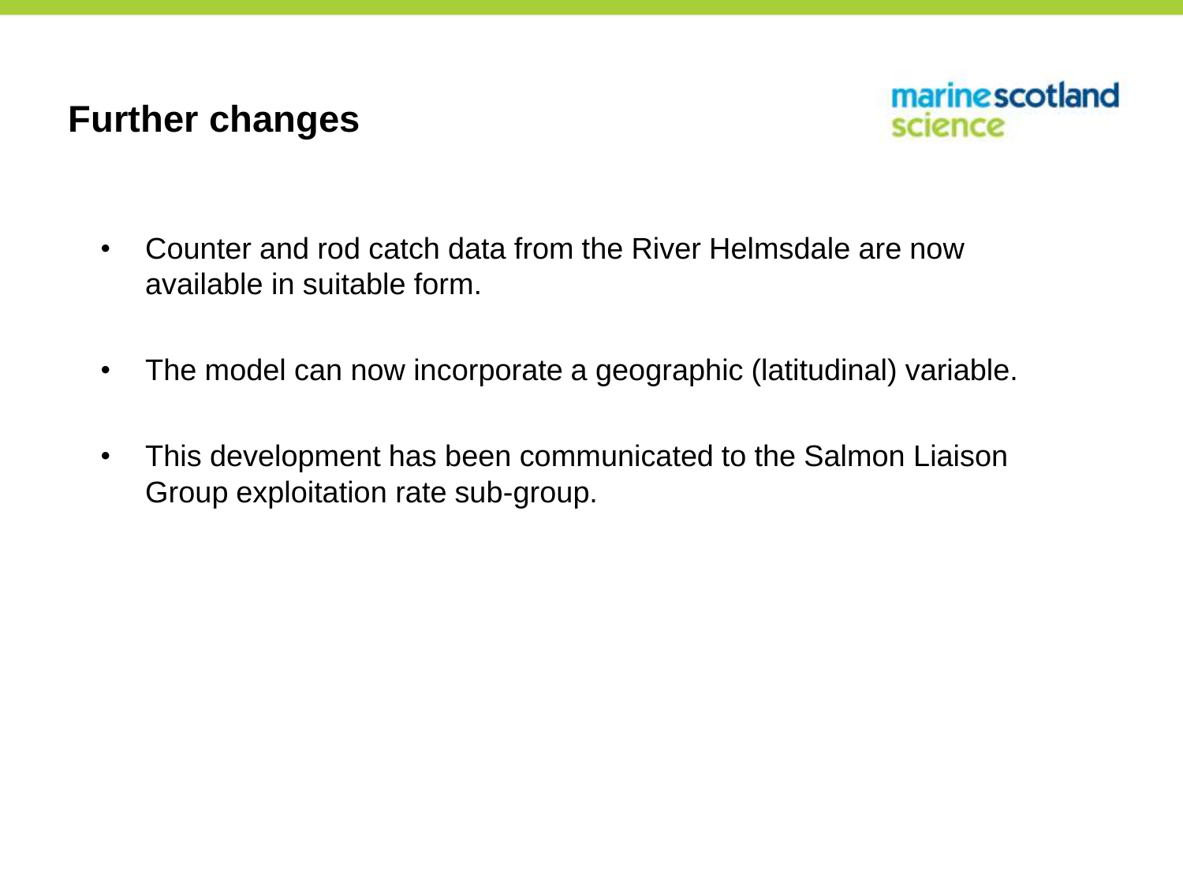# Further changes

- Counter and rod catch data from the River Helmsdale are now available in suitable form.
- The model can now incorporate a geographic (latitudinal) variable.
- This development has been communicated to the Salmon Liaison Group exploitation rate sub-group.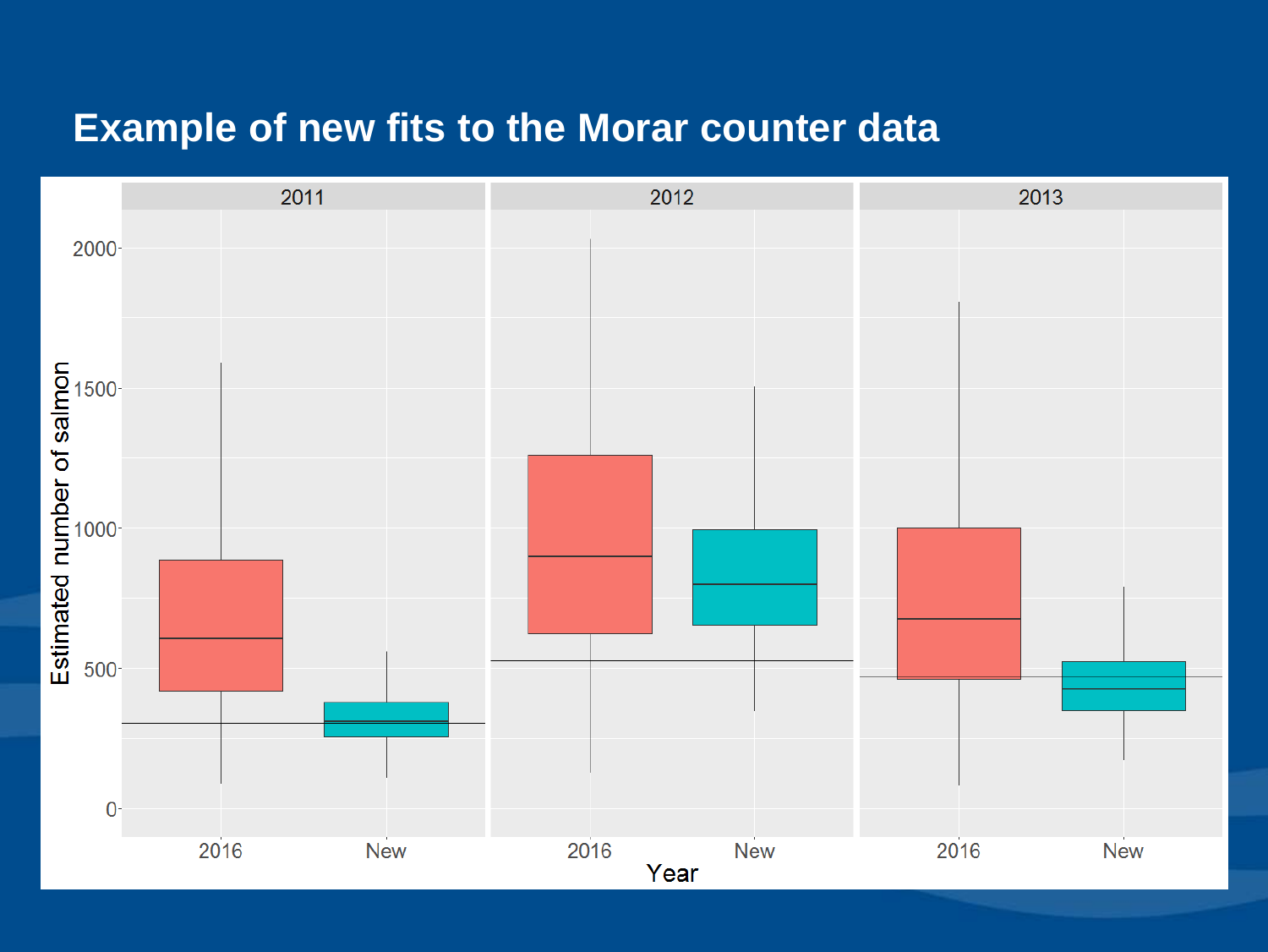# Example of new fits to the Morar counter data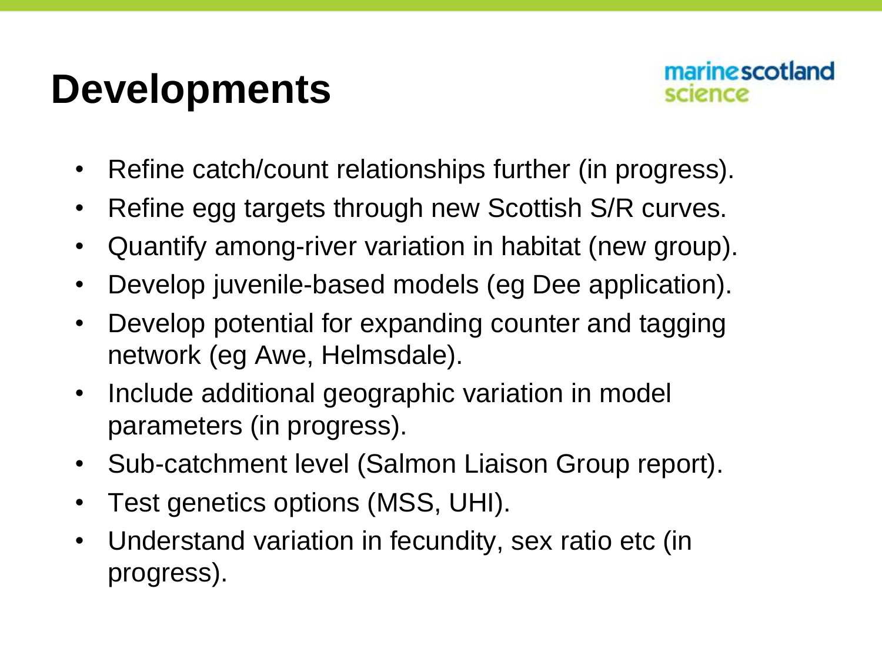# Developments

- Refine catch/count relationships further (in progress).
- Refine egg targets through new Scottish S/R curves.
- Quantify among-river variation in habitat (new group).
- Develop juvenile-based models (eg Dee application).
- Develop potential for expanding counter and tagging network (eg Awe, Helmsdale).
- Include additional geographic variation in model parameters (in progress).
- Sub-catchment level (Salmon Liaison Group report).
- Test genetics options (MSS, UHI).
- Understand variation in fecundity, sex ratio etc (in progress).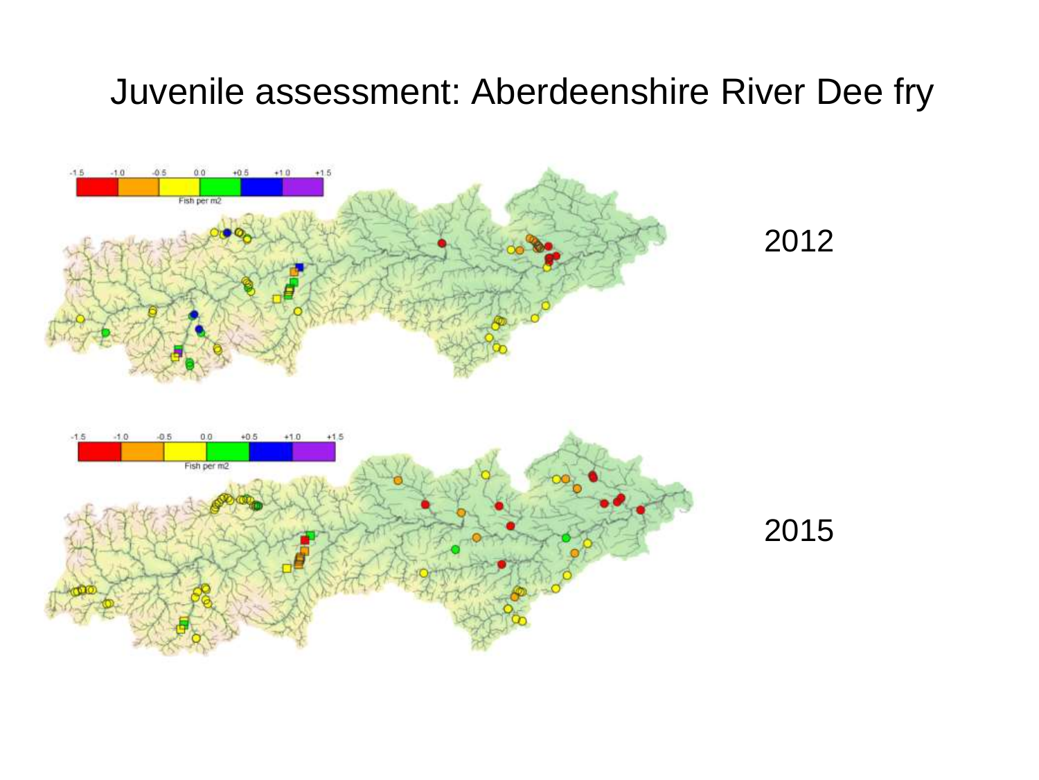# Juvenile assessment: Aberdeenshire River Dee fry

-1.5 -1.0 -0.5 0.0 +0.5 +1.0 +1.5

Fish per m2

2012

-1.5 -1.0 -0.5 0.0 +0.5 +1.0 +1.5

Fish per m2

2015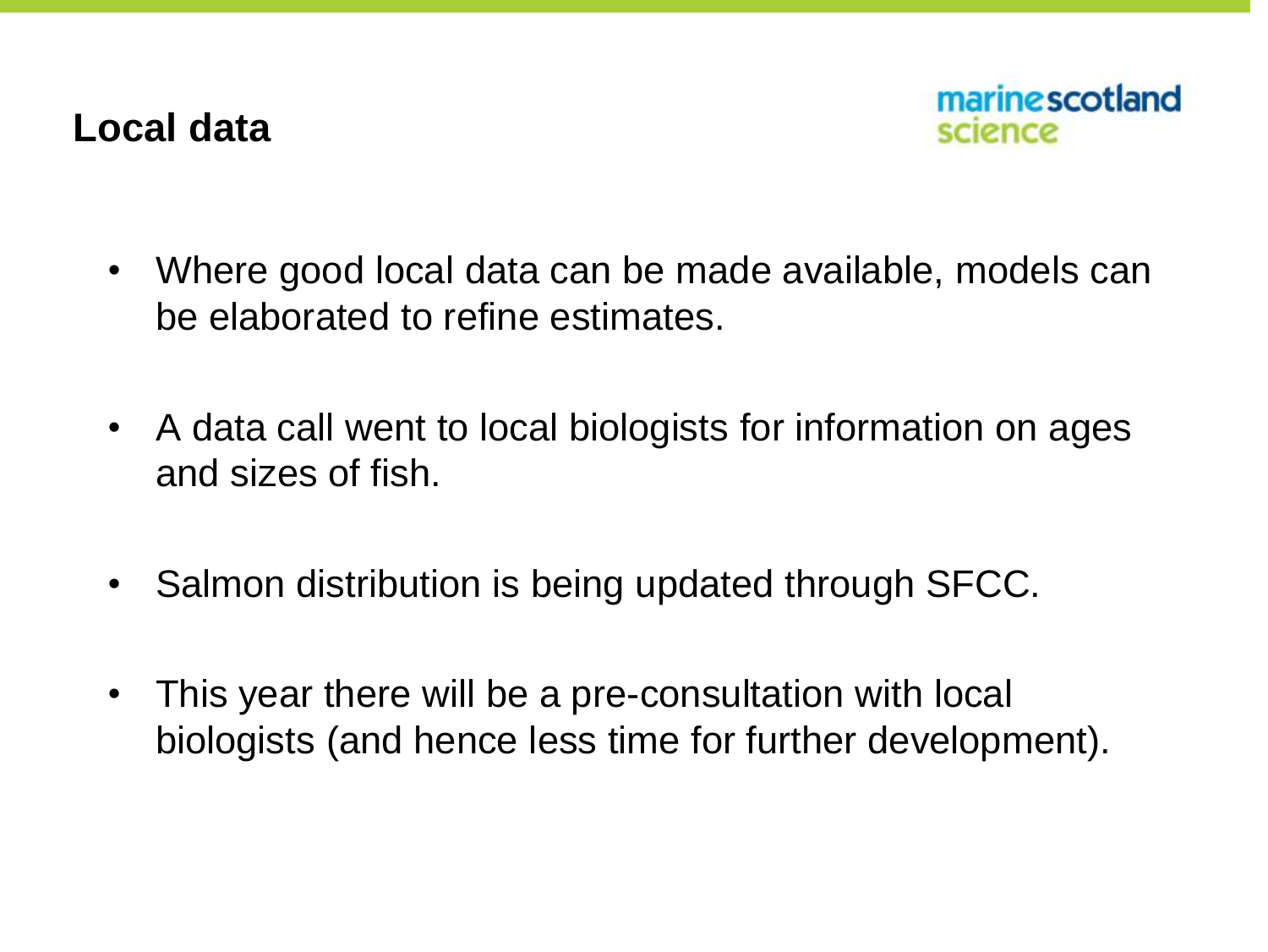# Local data

marinescotland science

- Where good local data can be made available, models can be elaborated to refine estimates.
- A data call went to local biologists for information on ages and sizes of fish.
- Salmon distribution is being updated through SFCC.
- This year there will be a pre-consultation with local biologists (and hence less time for further development).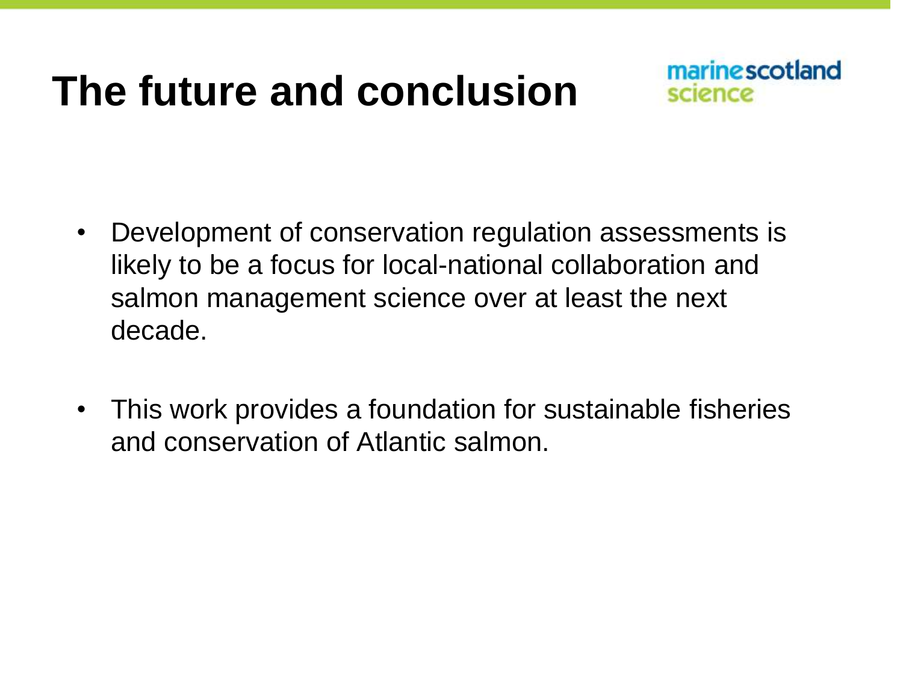# The future and conclusion

marinescotland science

- Development of conservation regulation assessments is likely to be a focus for local-national collaboration and salmon management science over at least the next decade.
- This work provides a foundation for sustainable fisheries and conservation of Atlantic salmon.